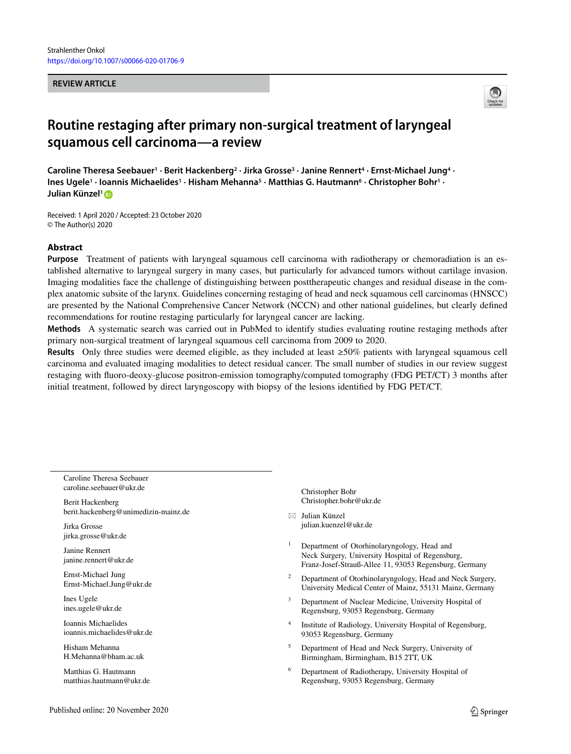REVIEW ARTICLE

# Routine restaging after primary non-surgical treatment of laryngeal squamous cell carcinoma—a review

**Caroline Theresa Seebauer[1] · Berit Hackenberg[2] · Jirka Grosse[3] · Janine Rennert[4] · Ernst-Michael Jung[4] · Ines Ugele[1] · Ioannis Michaelides[1] · Hisham Mehanna[5] · Matthias G. Hautmann[6] · Christopher Bohr[1] · Julian Künzel[1]**

Received: 1 April 2020 / Accepted: 23 October 2020
© The Author(s) 2020

## Abstract

**Purpose** Treatment of patients with laryngeal squamous cell carcinoma with radiotherapy or chemoradiation is an established alternative to laryngeal surgery in many cases, but particularly for advanced tumors without cartilage invasion. Imaging modalities face the challenge of distinguishing between posttherapeutic changes and residual disease in the complex anatomic subsite of the larynx. Guidelines concerning restaging of head and neck squamous cell carcinomas (HNSCC) are presented by the National Comprehensive Cancer Network (NCCN) and other national guidelines, but clearly defined recommendations for routine restaging particularly for laryngeal cancer are lacking.

**Methods** A systematic search was carried out in PubMed to identify studies evaluating routine restaging methods after primary non-surgical treatment of laryngeal squamous cell carcinoma from 2009 to 2020.

**Results** Only three studies were deemed eligible, as they included at least ≥50% patients with laryngeal squamous cell carcinoma and evaluated imaging modalities to detect residual cancer. The small number of studies in our review suggest restaging with fluoro-deoxy-glucose positron-emission tomography/computed tomography (FDG PET/CT) 3 months after initial treatment, followed by direct laryngoscopy with biopsy of the lesions identified by FDG PET/CT.

---

Caroline Theresa Seebauer
caroline.seebauer@ukr.de

Berit Hackenberg
berit.hackenberg@unimedizin-mainz.de

Jirka Grosse
jirka.grosse@ukr.de

Janine Rennert
janine.rennert@ukr.de

Ernst-Michael Jung
Ernst-Michael.Jung@ukr.de

Ines Ugele
ines.ugele@ukr.de

Ioannis Michaelides
ioannis.michaelides@ukr.de

Hisham Mehanna
H.Mehanna@bham.ac.uk

Matthias G. Hautmann
matthias.hautmann@ukr.de

Christopher Bohr
Christopher.bohr@ukr.de

✉ Julian Künzel
julian.kuenzel@ukr.de

[1] Department of Otorhinolaryngology, Head and Neck Surgery, University Hospital of Regensburg, Franz-Josef-Strauß-Allee 11, 93053 Regensburg, Germany

[2] Department of Otorhinolaryngology, Head and Neck Surgery, University Medical Center of Mainz, 55131 Mainz, Germany

[3] Department of Nuclear Medicine, University Hospital of Regensburg, 93053 Regensburg, Germany

[4] Institute of Radiology, University Hospital of Regensburg, 93053 Regensburg, Germany

[5] Department of Head and Neck Surgery, University of Birmingham, Birmingham, B15 2TT, UK

[6] Department of Radiotherapy, University Hospital of Regensburg, 93053 Regensburg, Germany

Published online: 20 November 2020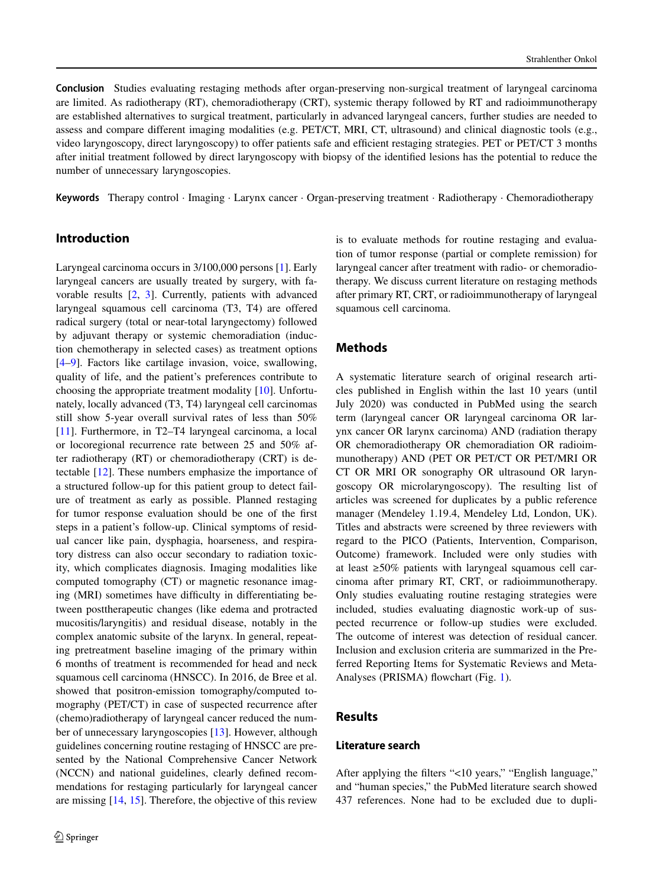**Conclusion** Studies evaluating restaging methods after organ-preserving non-surgical treatment of laryngeal carcinoma are limited. As radiotherapy (RT), chemoradiotherapy (CRT), systemic therapy followed by RT and radioimmunotherapy are established alternatives to surgical treatment, particularly in advanced laryngeal cancers, further studies are needed to assess and compare different imaging modalities (e.g. PET/CT, MRI, CT, ultrasound) and clinical diagnostic tools (e.g., video laryngoscopy, direct laryngoscopy) to offer patients safe and efficient restaging strategies. PET or PET/CT 3 months after initial treatment followed by direct laryngoscopy with biopsy of the identified lesions has the potential to reduce the number of unnecessary laryngoscopies.

**Keywords** Therapy control · Imaging · Larynx cancer · Organ-preserving treatment · Radiotherapy · Chemoradiotherapy

## Introduction

Laryngeal carcinoma occurs in 3/100,000 persons [1]. Early laryngeal cancers are usually treated by surgery, with favorable results [2, 3]. Currently, patients with advanced laryngeal squamous cell carcinoma (T3, T4) are offered radical surgery (total or near-total laryngectomy) followed by adjuvant therapy or systemic chemoradiation (induction chemotherapy in selected cases) as treatment options [4–9]. Factors like cartilage invasion, voice, swallowing, quality of life, and the patient's preferences contribute to choosing the appropriate treatment modality [10]. Unfortunately, locally advanced (T3, T4) laryngeal cell carcinomas still show 5-year overall survival rates of less than 50% [11]. Furthermore, in T2–T4 laryngeal carcinoma, a local or locoregional recurrence rate between 25 and 50% after radiotherapy (RT) or chemoradiotherapy (CRT) is detectable [12]. These numbers emphasize the importance of a structured follow-up for this patient group to detect failure of treatment as early as possible. Planned restaging for tumor response evaluation should be one of the first steps in a patient's follow-up. Clinical symptoms of residual cancer like pain, dysphagia, hoarseness, and respiratory distress can also occur secondary to radiation toxicity, which complicates diagnosis. Imaging modalities like computed tomography (CT) or magnetic resonance imaging (MRI) sometimes have difficulty in differentiating between posttherapeutic changes (like edema and protracted mucositis/laryngitis) and residual disease, notably in the complex anatomic subsite of the larynx. In general, repeating pretreatment baseline imaging of the primary within 6 months of treatment is recommended for head and neck squamous cell carcinoma (HNSCC). In 2016, de Bree et al. showed that positron-emission tomography/computed tomography (PET/CT) in case of suspected recurrence after (chemo)radiotherapy of laryngeal cancer reduced the number of unnecessary laryngoscopies [13]. However, although guidelines concerning routine restaging of HNSCC are presented by the National Comprehensive Cancer Network (NCCN) and national guidelines, clearly defined recommendations for restaging particularly for laryngeal cancer are missing [14, 15]. Therefore, the objective of this review is to evaluate methods for routine restaging and evaluation of tumor response (partial or complete remission) for laryngeal cancer after treatment with radio- or chemoradiotherapy. We discuss current literature on restaging methods after primary RT, CRT, or radioimmunotherapy of laryngeal squamous cell carcinoma.

## Methods

A systematic literature search of original research articles published in English within the last 10 years (until July 2020) was conducted in PubMed using the search term (laryngeal cancer OR laryngeal carcinoma OR larynx cancer OR larynx carcinoma) AND (radiation therapy OR chemoradiotherapy OR chemoradiation OR radioimmunotherapy) AND (PET OR PET/CT OR PET/MRI OR CT OR MRI OR sonography OR ultrasound OR laryngoscopy OR microlaryngoscopy). The resulting list of articles was screened for duplicates by a public reference manager (Mendeley 1.19.4, Mendeley Ltd, London, UK). Titles and abstracts were screened by three reviewers with regard to the PICO (Patients, Intervention, Comparison, Outcome) framework. Included were only studies with at least ≥50% patients with laryngeal squamous cell carcinoma after primary RT, CRT, or radioimmunotherapy. Only studies evaluating routine restaging strategies were included, studies evaluating diagnostic work-up of suspected recurrence or follow-up studies were excluded. The outcome of interest was detection of residual cancer. Inclusion and exclusion criteria are summarized in the Preferred Reporting Items for Systematic Reviews and Meta-Analyses (PRISMA) flowchart (Fig. 1).

## Results

### Literature search

After applying the filters "<10 years," "English language," and "human species," the PubMed literature search showed 437 references. None had to be excluded due to dupli-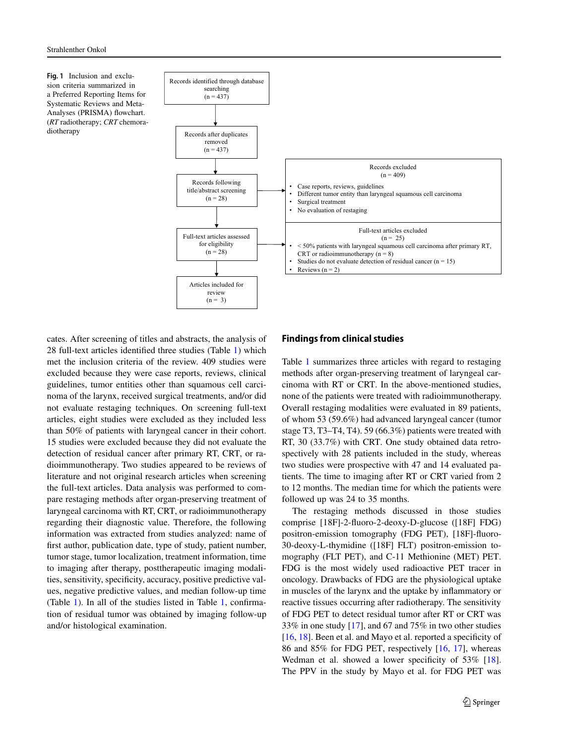**Fig. 1** Inclusion and exclusion criteria summarized in a Preferred Reporting Items for Systematic Reviews and Meta-Analyses (PRISMA) flowchart. (*RT* radiotherapy; *CRT* chemoradiotherapy

- Records identified through database searching (n = 437)
- Records after duplicates removed (n = 437)
- Records following title/abstract screening (n = 28)
  - Records excluded (n = 409)
    - Case reports, reviews, guidelines
    - Different tumor entity than laryngeal squamous cell carcinoma
    - Surgical treatment
    - No evaluation of restaging
- Full-text articles assessed for eligibility (n = 28)
  - Full-text articles excluded (n = 25)
    - < 50% patients with laryngeal squamous cell carcinoma after primary RT, CRT or radioimmunotherapy (n = 8)
    - Studies do not evaluate detection of residual cancer (n = 15)
    - Reviews (n = 2)
- Articles included for review (n = 3)

cates. After screening of titles and abstracts, the analysis of 28 full-text articles identified three studies (Table 1) which met the inclusion criteria of the review. 409 studies were excluded because they were case reports, reviews, clinical guidelines, tumor entities other than squamous cell carcinoma of the larynx, received surgical treatments, and/or did not evaluate restaging techniques. On screening full-text articles, eight studies were excluded as they included less than 50% of patients with laryngeal cancer in their cohort. 15 studies were excluded because they did not evaluate the detection of residual cancer after primary RT, CRT, or radioimmunotherapy. Two studies appeared to be reviews of literature and not original research articles when screening the full-text articles. Data analysis was performed to compare restaging methods after organ-preserving treatment of laryngeal carcinoma with RT, CRT, or radioimmunotherapy regarding their diagnostic value. Therefore, the following information was extracted from studies analyzed: name of first author, publication date, type of study, patient number, tumor stage, tumor localization, treatment information, time to imaging after therapy, posttherapeutic imaging modalities, sensitivity, specificity, accuracy, positive predictive values, negative predictive values, and median follow-up time (Table 1). In all of the studies listed in Table 1, confirmation of residual tumor was obtained by imaging follow-up and/or histological examination.

## Findings from clinical studies

Table 1 summarizes three articles with regard to restaging methods after organ-preserving treatment of laryngeal carcinoma with RT or CRT. In the above-mentioned studies, none of the patients were treated with radioimmunotherapy. Overall restaging modalities were evaluated in 89 patients, of whom 53 (59.6%) had advanced laryngeal cancer (tumor stage T3, T3–T4, T4). 59 (66.3%) patients were treated with RT, 30 (33.7%) with CRT. One study obtained data retrospectively with 28 patients included in the study, whereas two studies were prospective with 47 and 14 evaluated patients. The time to imaging after RT or CRT varied from 2 to 12 months. The median time for which the patients were followed up was 24 to 35 months.

The restaging methods discussed in those studies comprise [18F]-2-fluoro-2-deoxy-D-glucose ([18F] FDG) positron-emission tomography (FDG PET), [18F]-fluoro-30-deoxy-L-thymidine ([18F] FLT) positron-emission tomography (FLT PET), and C-11 Methionine (MET) PET. FDG is the most widely used radioactive PET tracer in oncology. Drawbacks of FDG are the physiological uptake in muscles of the larynx and the uptake by inflammatory or reactive tissues occurring after radiotherapy. The sensitivity of FDG PET to detect residual tumor after RT or CRT was 33% in one study [17], and 67 and 75% in two other studies [16, 18]. Been et al. and Mayo et al. reported a specificity of 86 and 85% for FDG PET, respectively [16, 17], whereas Wedman et al. showed a lower specificity of 53% [18]. The PPV in the study by Mayo et al. for FDG PET was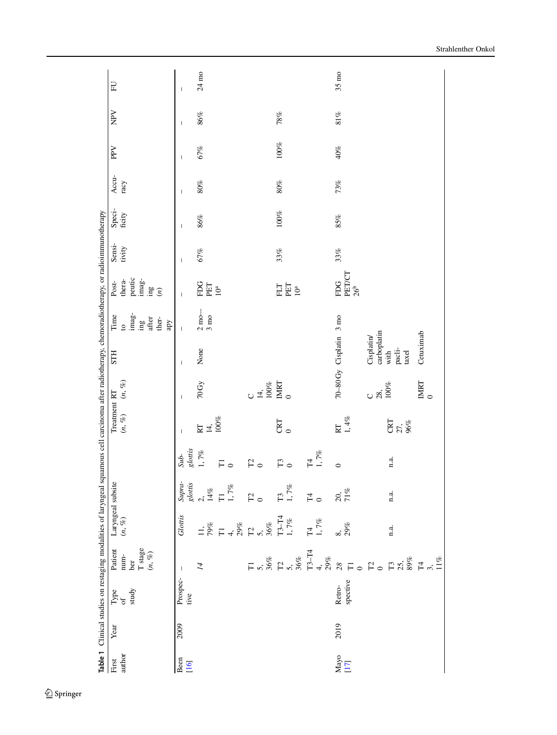**Table 1** Clinical studies on restaging modalities of laryngeal squamous cell carcinoma after radiotherapy, chemoradiotherapy, or radioimmunotherapy

| First author | Year | Type of study | Patient number T stage (n, %) | Laryngeal subsite (n, %) | | | Treatment (n, %) | RT (n, %) | STH | Time to imaging after therapy | Post-therapeutic imaging (n) | Sensitivity | Specificity | Accuracy | PPV | NPV | FU |
|---|---|---|---|---|---|---|---|---|---|---|---|---|---|---|---|---|---|
| | | | | *Glottis* | *Supraglottis* | *Subglottis* | | | | | | | | | | | |
| Been [16] | 2009 | Prospective | – | | | | – | – | – | – | – | – | – | – | – | – | – |
| | | | *14* | 11, 79% | 2, 14% | 1, 7% | RT 14, 100% | 70 Gy | None | 2 mo–3 mo | FDG PET 10[a] | 67% | 86% | 80% | 67% | 86% | 24 mo |
| | | | | T1 4, 29% | T1 1, 7% | T1 0 | | | | | | | | | | | |
| | | | T1 5, 36% | T2 5, 36% | T2 0 | T2 0 | | C 14, 100% | | | | | | | | | |
| | | | T2 5, 36% | T3–T4 1, 7% | T3 1, 7% | T3 0 | CRT 0 | IMRT 0 | | | FLT PET 10[a] | 33% | 100% | 80% | 100% | 78% | |
| | | | T3–T4 4, 29% | T4 1, 7% | T4 0 | T4 1, 7% | | | | | | | | | | | |
| Mayo [17] | 2019 | Retrospective | 28 | 8, 29% | 20, 71% | 0 | RT 1, 4% | 70–80 Gy | Cisplatin | 3 mo | FDG PET/CT 26[b] | 33% | 85% | 73% | 40% | 81% | 35 mo |
| | | | T1 0 | | | | | | | | | | | | | | |
| | | | T2 0 | | | | | C 28, 100% | Cisplatin/carboplatin with paclitaxel | | | | | | | | |
| | | | T3 25, 89% | n.a. | n.a. | n.a. | CRT 27, 96% | | | | | | | | | | |
| | | | T4 3, 11% | | | | | IMRT 0 | Cetuximab | | | | | | | | |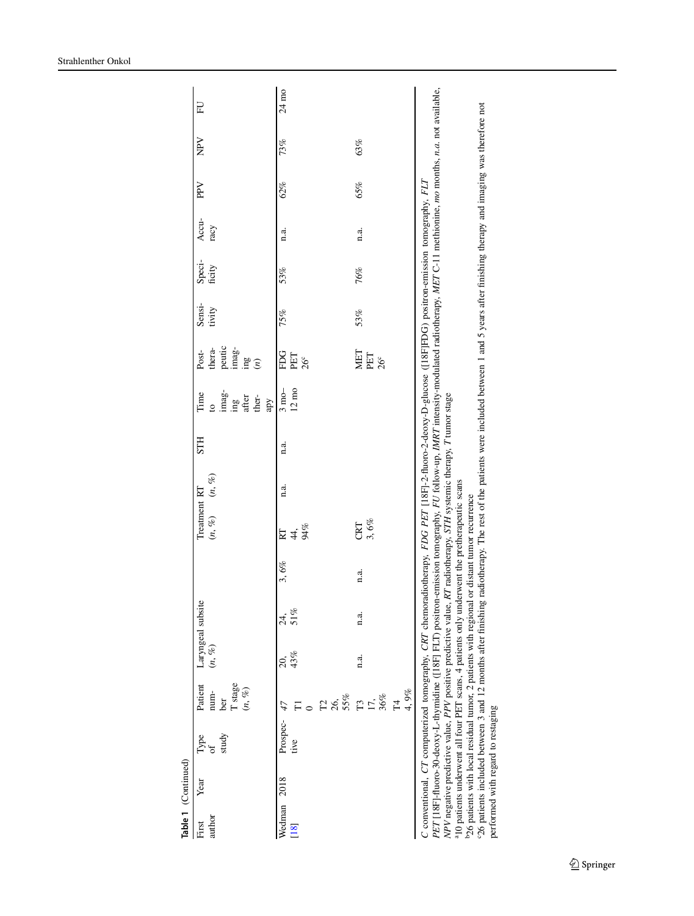**Table 1** (Continued)

| First author | Year | Type of study | Patient number T stage (n, %) | Laryngeal subsite (n, %) | | | Treatment RT (n, %) | RT (n, %) | STH | Time to imaging after therapy | Post-therapeutic imaging (n) | Sensitivity | Specificity | Accuracy | PPV | NPV | FU |
|---|---|---|---|---|---|---|---|---|---|---|---|---|---|---|---|---|---|
| Wedman [18] | 2018 | Prospective | 47<br>T1<br>0<br>T2<br>26, 55%<br>T3<br>17, 36%<br>T4<br>4, 9% | 20, 43% | 24, 51% | 3, 6% | RT<br>44, 94% | n.a. | n.a. | 3 mo–12 mo | FDG PET<br>26[c] | 75% | 53% | n.a. | 62% | 73% | 24 mo |
| | | | | n.a. | n.a. | n.a. | CRT<br>3, 6% | | | | MET PET<br>26[c] | 53% | 76% | n.a. | 65% | 63% | |

*C* conventional, *CT* computerized tomography, *CRT* chemoradiotherapy, *FDG PET* [18F]-2-fluoro-2-deoxy-D-glucose ([18F]FDG) positron-emission tomography, *FLT PET* [18F]-fluoro-30-deoxy-L-thymidine ([18F] FLT) positron-emission tomography, *FU* follow-up, *IMRT* intensity-modulated radiotherapy, *MET* C-11 methionine, *mo* months, *n.a.* not available, *NPV* negative predictive value, *PPV* positive predictive value, *RT* radiotherapy, *STH* systemic therapy, *T* tumor stage

[a]10 patients underwent all four PET scans, 4 patients only underwent the pretherapeutic scans

[b]26 patients with local residual tumor, 2 patients with regional or distant tumor recurrence

[c]26 patients included between 3 and 12 months after finishing radiotherapy. The rest of the patients were included between 1 and 5 years after finishing therapy and imaging was therefore not performed with regard to restaging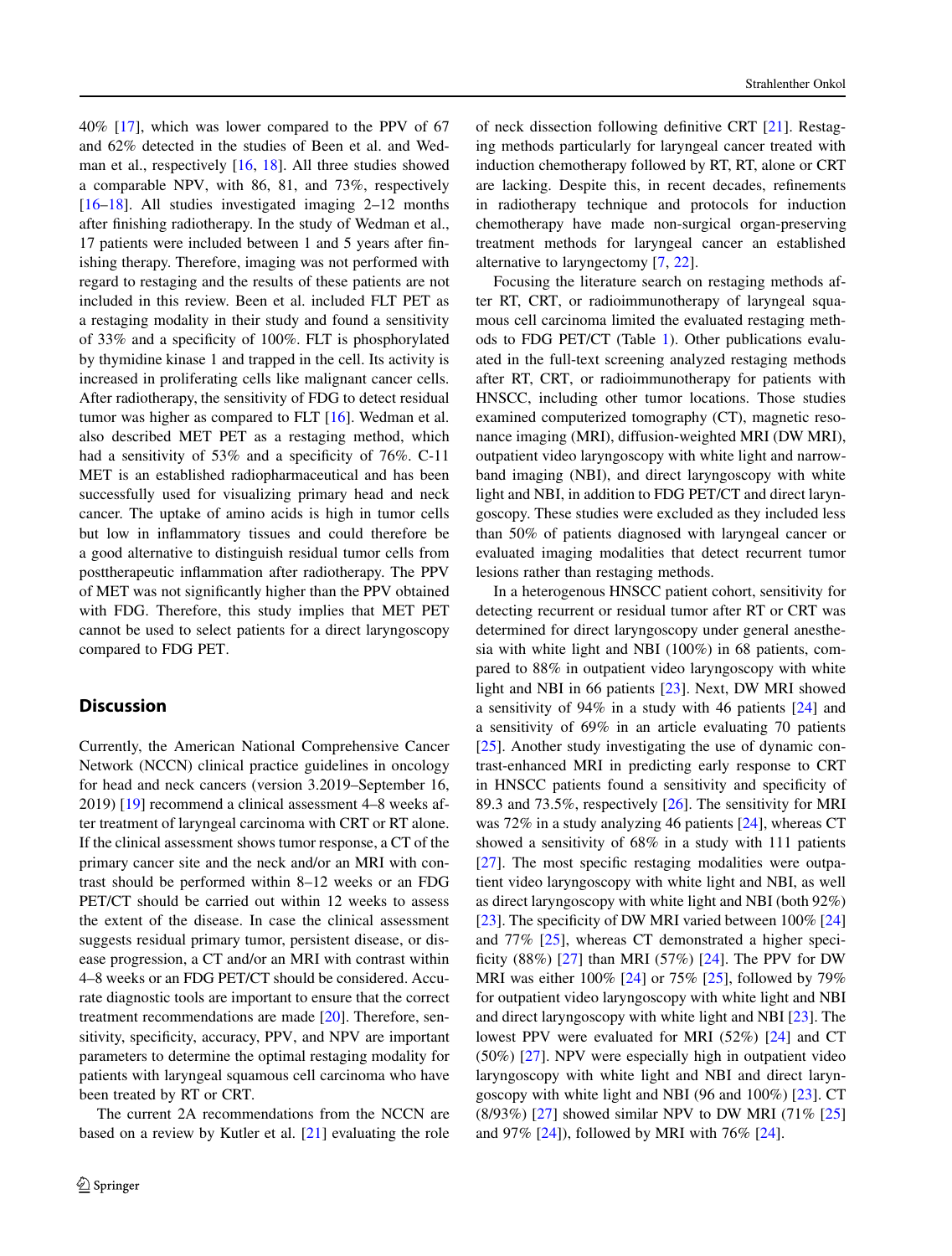40% [17], which was lower compared to the PPV of 67 and 62% detected in the studies of Been et al. and Wedman et al., respectively [16, 18]. All three studies showed a comparable NPV, with 86, 81, and 73%, respectively [16–18]. All studies investigated imaging 2–12 months after finishing radiotherapy. In the study of Wedman et al., 17 patients were included between 1 and 5 years after finishing therapy. Therefore, imaging was not performed with regard to restaging and the results of these patients are not included in this review. Been et al. included FLT PET as a restaging modality in their study and found a sensitivity of 33% and a specificity of 100%. FLT is phosphorylated by thymidine kinase 1 and trapped in the cell. Its activity is increased in proliferating cells like malignant cancer cells. After radiotherapy, the sensitivity of FDG to detect residual tumor was higher as compared to FLT [16]. Wedman et al. also described MET PET as a restaging method, which had a sensitivity of 53% and a specificity of 76%. C-11 MET is an established radiopharmaceutical and has been successfully used for visualizing primary head and neck cancer. The uptake of amino acids is high in tumor cells but low in inflammatory tissues and could therefore be a good alternative to distinguish residual tumor cells from posttherapeutic inflammation after radiotherapy. The PPV of MET was not significantly higher than the PPV obtained with FDG. Therefore, this study implies that MET PET cannot be used to select patients for a direct laryngoscopy compared to FDG PET.

## Discussion

Currently, the American National Comprehensive Cancer Network (NCCN) clinical practice guidelines in oncology for head and neck cancers (version 3.2019–September 16, 2019) [19] recommend a clinical assessment 4–8 weeks after treatment of laryngeal carcinoma with CRT or RT alone. If the clinical assessment shows tumor response, a CT of the primary cancer site and the neck and/or an MRI with contrast should be performed within 8–12 weeks or an FDG PET/CT should be carried out within 12 weeks to assess the extent of the disease. In case the clinical assessment suggests residual primary tumor, persistent disease, or disease progression, a CT and/or an MRI with contrast within 4–8 weeks or an FDG PET/CT should be considered. Accurate diagnostic tools are important to ensure that the correct treatment recommendations are made [20]. Therefore, sensitivity, specificity, accuracy, PPV, and NPV are important parameters to determine the optimal restaging modality for patients with laryngeal squamous cell carcinoma who have been treated by RT or CRT.

The current 2A recommendations from the NCCN are based on a review by Kutler et al. [21] evaluating the role of neck dissection following definitive CRT [21]. Restaging methods particularly for laryngeal cancer treated with induction chemotherapy followed by RT, RT, alone or CRT are lacking. Despite this, in recent decades, refinements in radiotherapy technique and protocols for induction chemotherapy have made non-surgical organ-preserving treatment methods for laryngeal cancer an established alternative to laryngectomy [7, 22].

Focusing the literature search on restaging methods after RT, CRT, or radioimmunotherapy of laryngeal squamous cell carcinoma limited the evaluated restaging methods to FDG PET/CT (Table 1). Other publications evaluated in the full-text screening analyzed restaging methods after RT, CRT, or radioimmunotherapy for patients with HNSCC, including other tumor locations. Those studies examined computerized tomography (CT), magnetic resonance imaging (MRI), diffusion-weighted MRI (DW MRI), outpatient video laryngoscopy with white light and narrow-band imaging (NBI), and direct laryngoscopy with white light and NBI, in addition to FDG PET/CT and direct laryngoscopy. These studies were excluded as they included less than 50% of patients diagnosed with laryngeal cancer or evaluated imaging modalities that detect recurrent tumor lesions rather than restaging methods.

In a heterogeneous HNSCC patient cohort, sensitivity for detecting recurrent or residual tumor after RT or CRT was determined for direct laryngoscopy under general anesthesia with white light and NBI (100%) in 68 patients, compared to 88% in outpatient video laryngoscopy with white light and NBI in 66 patients [23]. Next, DW MRI showed a sensitivity of 94% in a study with 46 patients [24] and a sensitivity of 69% in an article evaluating 70 patients [25]. Another study investigating the use of dynamic contrast-enhanced MRI in predicting early response to CRT in HNSCC patients found a sensitivity and specificity of 89.3 and 73.5%, respectively [26]. The sensitivity for MRI was 72% in a study analyzing 46 patients [24], whereas CT showed a sensitivity of 68% in a study with 111 patients [27]. The most specific restaging modalities were outpatient video laryngoscopy with white light and NBI, as well as direct laryngoscopy with white light and NBI (both 92%) [23]. The specificity of DW MRI varied between 100% [24] and 77% [25], whereas CT demonstrated a higher specificity (88%) [27] than MRI (57%) [24]. The PPV for DW MRI was either 100% [24] or 75% [25], followed by 79% for outpatient video laryngoscopy with white light and NBI and direct laryngoscopy with white light and NBI [23]. The lowest PPV were evaluated for MRI (52%) [24] and CT (50%) [27]. NPV were especially high in outpatient video laryngoscopy with white light and NBI and direct laryngoscopy with white light and NBI (96 and 100%) [23]. CT (8/93%) [27] showed similar NPV to DW MRI (71% [25] and 97% [24]), followed by MRI with 76% [24].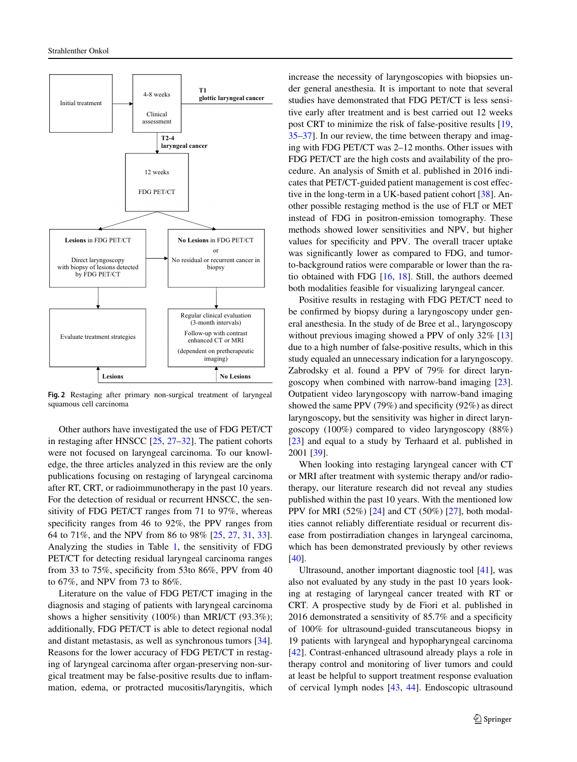Initial treatment → 4-8 weeks Clinical assessment → **T1 glottic laryngeal cancer**

**T2-4 laryngeal cancer** → 12 weeks FDG PET/CT

**Lesions** in FDG PET/CT — Direct laryngoscopy with biopsy of lesions detected by FDG PET/CT → Evaluate treatment strategies

**No Lesions** in FDG PET/CT or No residual or recurrent cancer in biopsy → Regular clinical evaluation (3-month intervals) Follow-up with contrast enhanced CT or MRI (dependent on pretherapeutic imaging)

**Lesions** / **No Lesions**

**Fig. 2** Restaging after primary non-surgical treatment of laryngeal squamous cell carcinoma

Other authors have investigated the use of FDG PET/CT in restaging after HNSCC [25, 27–32]. The patient cohorts were not focused on laryngeal carcinoma. To our knowledge, the three articles analyzed in this review are the only publications focusing on restaging of laryngeal carcinoma after RT, CRT, or radioimmunotherapy in the past 10 years. For the detection of residual or recurrent HNSCC, the sensitivity of FDG PET/CT ranges from 71 to 97%, whereas specificity ranges from 46 to 92%, the PPV ranges from 64 to 71%, and the NPV from 86 to 98% [25, 27, 31, 33]. Analyzing the studies in Table 1, the sensitivity of FDG PET/CT for detecting residual laryngeal carcinoma ranges from 33 to 75%, specificity from 53to 86%, PPV from 40 to 67%, and NPV from 73 to 86%.

Literature on the value of FDG PET/CT imaging in the diagnosis and staging of patients with laryngeal carcinoma shows a higher sensitivity (100%) than MRI/CT (93.3%); additionally, FDG PET/CT is able to detect regional nodal and distant metastasis, as well as synchronous tumors [34]. Reasons for the lower accuracy of FDG PET/CT in restaging of laryngeal carcinoma after organ-preserving non-surgical treatment may be false-positive results due to inflammation, edema, or protracted mucositis/laryngitis, which increase the necessity of laryngoscopies with biopsies under general anesthesia. It is important to note that several studies have demonstrated that FDG PET/CT is less sensitive early after treatment and is best carried out 12 weeks post CRT to minimize the risk of false-positive results [19, 35–37]. In our review, the time between therapy and imaging with FDG PET/CT was 2–12 months. Other issues with FDG PET/CT are the high costs and availability of the procedure. An analysis of Smith et al. published in 2016 indicates that PET/CT-guided patient management is cost effective in the long-term in a UK-based patient cohort [38]. Another possible restaging method is the use of FLT or MET instead of FDG in positron-emission tomography. These methods showed lower sensitivities and NPV, but higher values for specificity and PPV. The overall tracer uptake was significantly lower as compared to FDG, and tumor-to-background ratios were comparable or lower than the ratio obtained with FDG [16, 18]. Still, the authors deemed both modalities feasible for visualizing laryngeal cancer.

Positive results in restaging with FDG PET/CT need to be confirmed by biopsy during a laryngoscopy under general anesthesia. In the study of de Bree et al., laryngoscopy without previous imaging showed a PPV of only 32% [13] due to a high number of false-positive results, which in this study equaled an unnecessary indication for a laryngoscopy. Zabrodsky et al. found a PPV of 79% for direct laryngoscopy when combined with narrow-band imaging [23]. Outpatient video laryngoscopy with narrow-band imaging showed the same PPV (79%) and specificity (92%) as direct laryngoscopy, but the sensitivity was higher in direct laryngoscopy (100%) compared to video laryngoscopy (88%) [23] and equal to a study by Terhaard et al. published in 2001 [39].

When looking into restaging laryngeal cancer with CT or MRI after treatment with systemic therapy and/or radiotherapy, our literature research did not reveal any studies published within the past 10 years. With the mentioned low PPV for MRI (52%) [24] and CT (50%) [27], both modalities cannot reliably differentiate residual or recurrent disease from postirradiation changes in laryngeal carcinoma, which has been demonstrated previously by other reviews [40].

Ultrasound, another important diagnostic tool [41], was also not evaluated by any study in the past 10 years looking at restaging of laryngeal cancer treated with RT or CRT. A prospective study by de Fiori et al. published in 2016 demonstrated a sensitivity of 85.7% and a specificity of 100% for ultrasound-guided transcutaneous biopsy in 19 patients with laryngeal and hypopharyngeal carcinoma [42]. Contrast-enhanced ultrasound already plays a role in therapy control and monitoring of liver tumors and could at least be helpful to support treatment response evaluation of cervical lymph nodes [43, 44]. Endoscopic ultrasound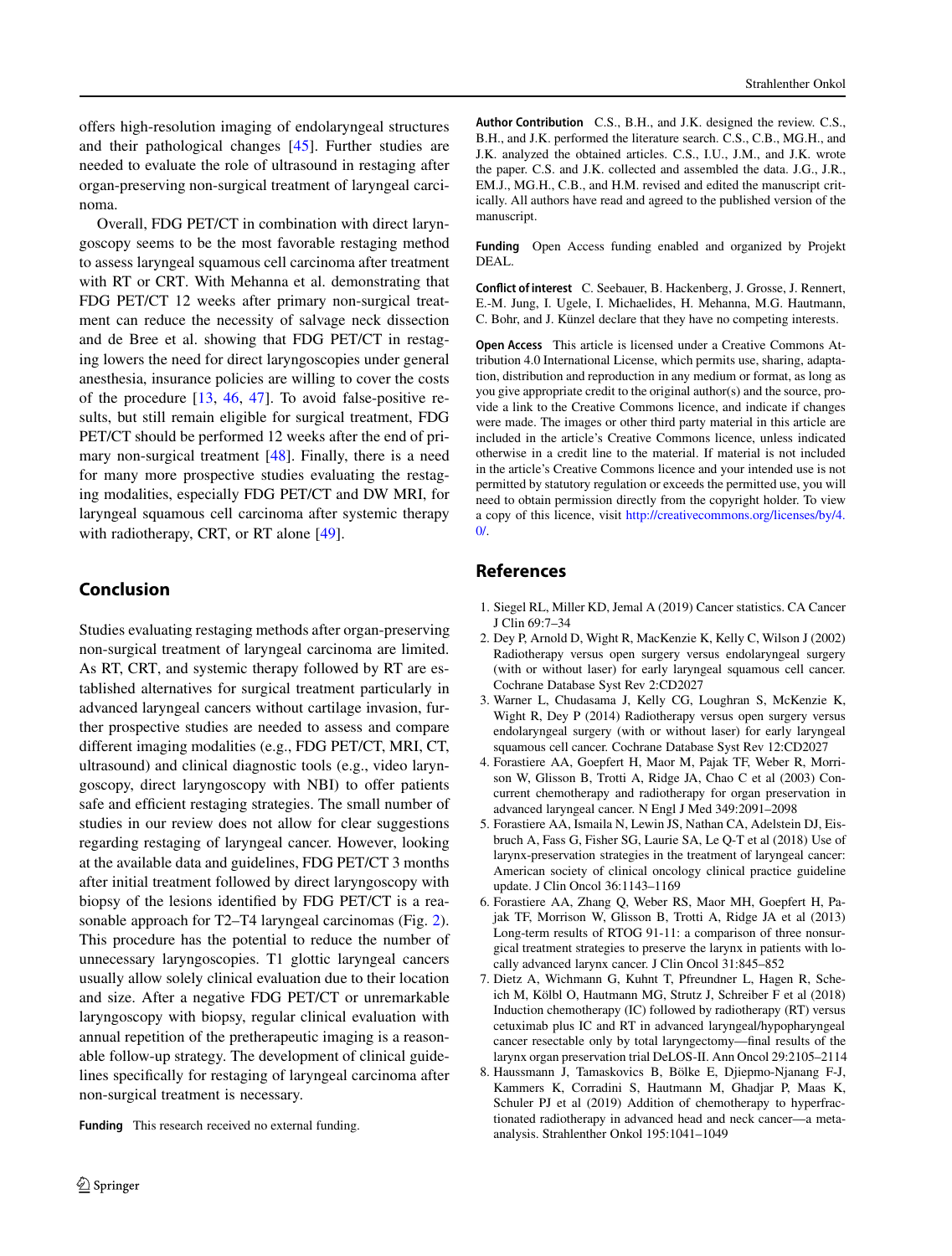offers high-resolution imaging of endolaryngeal structures and their pathological changes [45]. Further studies are needed to evaluate the role of ultrasound in restaging after organ-preserving non-surgical treatment of laryngeal carcinoma.

Overall, FDG PET/CT in combination with direct laryngoscopy seems to be the most favorable restaging method to assess laryngeal squamous cell carcinoma after treatment with RT or CRT. With Mehanna et al. demonstrating that FDG PET/CT 12 weeks after primary non-surgical treatment can reduce the necessity of salvage neck dissection and de Bree et al. showing that FDG PET/CT in restaging lowers the need for direct laryngoscopies under general anesthesia, insurance policies are willing to cover the costs of the procedure [13, 46, 47]. To avoid false-positive results, but still remain eligible for surgical treatment, FDG PET/CT should be performed 12 weeks after the end of primary non-surgical treatment [48]. Finally, there is a need for many more prospective studies evaluating the restaging modalities, especially FDG PET/CT and DW MRI, for laryngeal squamous cell carcinoma after systemic therapy with radiotherapy, CRT, or RT alone [49].

## Conclusion

Studies evaluating restaging methods after organ-preserving non-surgical treatment of laryngeal carcinoma are limited. As RT, CRT, and systemic therapy followed by RT are established alternatives for surgical treatment particularly in advanced laryngeal cancers without cartilage invasion, further prospective studies are needed to assess and compare different imaging modalities (e.g., FDG PET/CT, MRI, CT, ultrasound) and clinical diagnostic tools (e.g., video laryngoscopy, direct laryngoscopy with NBI) to offer patients safe and efficient restaging strategies. The small number of studies in our review does not allow for clear suggestions regarding restaging of laryngeal cancer. However, looking at the available data and guidelines, FDG PET/CT 3 months after initial treatment followed by direct laryngoscopy with biopsy of the lesions identified by FDG PET/CT is a reasonable approach for T2–T4 laryngeal carcinomas (Fig. 2). This procedure has the potential to reduce the number of unnecessary laryngoscopies. T1 glottic laryngeal cancers usually allow solely clinical evaluation due to their location and size. After a negative FDG PET/CT or unremarkable laryngoscopy with biopsy, regular clinical evaluation with annual repetition of the pretherapeutic imaging is a reasonable follow-up strategy. The development of clinical guidelines specifically for restaging of laryngeal carcinoma after non-surgical treatment is necessary.

**Funding** This research received no external funding.

**Author Contribution** C.S., B.H., and J.K. designed the review. C.S., B.H., and J.K. performed the literature search. C.S., C.B., MG.H., and J.K. analyzed the obtained articles. C.S., I.U., J.M., and J.K. wrote the paper. C.S. and J.K. collected and assembled the data. J.G., J.R., EM.J., MG.H., C.B., and H.M. revised and edited the manuscript critically. All authors have read and agreed to the published version of the manuscript.

**Funding** Open Access funding enabled and organized by Projekt DEAL.

**Conflict of interest** C. Seebauer, B. Hackenberg, J. Grosse, J. Rennert, E.-M. Jung, I. Ugele, I. Michaelides, H. Mehanna, M.G. Hautmann, C. Bohr, and J. Künzel declare that they have no competing interests.

**Open Access** This article is licensed under a Creative Commons Attribution 4.0 International License, which permits use, sharing, adaptation, distribution and reproduction in any medium or format, as long as you give appropriate credit to the original author(s) and the source, provide a link to the Creative Commons licence, and indicate if changes were made. The images or other third party material in this article are included in the article's Creative Commons licence, unless indicated otherwise in a credit line to the material. If material is not included in the article's Creative Commons licence and your intended use is not permitted by statutory regulation or exceeds the permitted use, you will need to obtain permission directly from the copyright holder. To view a copy of this licence, visit http://creativecommons.org/licenses/by/4.0/.

## References

1. Siegel RL, Miller KD, Jemal A (2019) Cancer statistics. CA Cancer J Clin 69:7–34
2. Dey P, Arnold D, Wight R, MacKenzie K, Kelly C, Wilson J (2002) Radiotherapy versus open surgery versus endolaryngeal surgery (with or without laser) for early laryngeal squamous cell cancer. Cochrane Database Syst Rev 2:CD2027
3. Warner L, Chudasama J, Kelly CG, Loughran S, McKenzie K, Wight R, Dey P (2014) Radiotherapy versus open surgery versus endolaryngeal surgery (with or without laser) for early laryngeal squamous cell cancer. Cochrane Database Syst Rev 12:CD2027
4. Forastiere AA, Goepfert H, Maor M, Pajak TF, Weber R, Morrison W, Glisson B, Trotti A, Ridge JA, Chao C et al (2003) Concurrent chemotherapy and radiotherapy for organ preservation in advanced laryngeal cancer. N Engl J Med 349:2091–2098
5. Forastiere AA, Ismaila N, Lewin JS, Nathan CA, Adelstein DJ, Eisbruch A, Fass G, Fisher SG, Laurie SA, Le Q-T et al (2018) Use of larynx-preservation strategies in the treatment of laryngeal cancer: American society of clinical oncology clinical practice guideline update. J Clin Oncol 36:1143–1169
6. Forastiere AA, Zhang Q, Weber RS, Maor MH, Goepfert H, Pajak TF, Morrison W, Glisson B, Trotti A, Ridge JA et al (2013) Long-term results of RTOG 91-11: a comparison of three nonsurgical treatment strategies to preserve the larynx in patients with locally advanced larynx cancer. J Clin Oncol 31:845–852
7. Dietz A, Wichmann G, Kuhnt T, Pfreundner L, Hagen R, Scheich M, Kölbl O, Hautmann MG, Strutz J, Schreiber F et al (2018) Induction chemotherapy (IC) followed by radiotherapy (RT) versus cetuximab plus IC and RT in advanced laryngeal/hypopharyngeal cancer resectable only by total laryngectomy—final results of the larynx organ preservation trial DeLOS-II. Ann Oncol 29:2105–2114
8. Haussmann J, Tamaskovics B, Bölke E, Djiepmo-Njanang F-J, Kammers K, Corradini S, Hautmann M, Ghadjar P, Maas K, Schuler PJ et al (2019) Addition of chemotherapy to hyperfractionated radiotherapy in advanced head and neck cancer—a meta-analysis. Strahlenther Onkol 195:1041–1049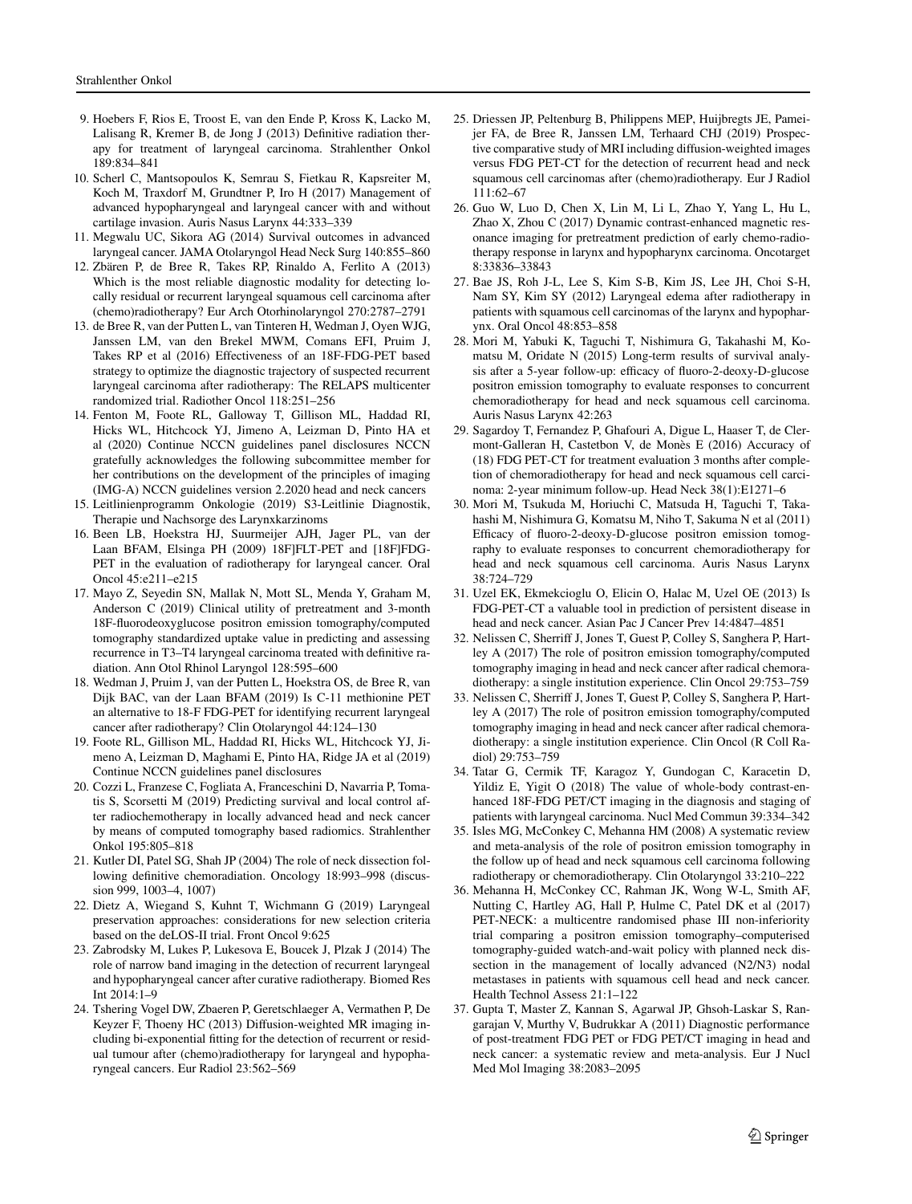9. Hoebers F, Rios E, Troost E, van den Ende P, Kross K, Lacko M, Lalisang R, Kremer B, de Jong J (2013) Definitive radiation therapy for treatment of laryngeal carcinoma. Strahlenther Onkol 189:834–841
10. Scherl C, Mantsopoulos K, Semrau S, Fietkau R, Kapsreiter M, Koch M, Traxdorf M, Grundtner P, Iro H (2017) Management of advanced hypopharyngeal and laryngeal cancer with and without cartilage invasion. Auris Nasus Larynx 44:333–339
11. Megwalu UC, Sikora AG (2014) Survival outcomes in advanced laryngeal cancer. JAMA Otolaryngol Head Neck Surg 140:855–860
12. Zbären P, de Bree R, Takes RP, Rinaldo A, Ferlito A (2013) Which is the most reliable diagnostic modality for detecting locally residual or recurrent laryngeal squamous cell carcinoma after (chemo)radiotherapy? Eur Arch Otorhinolaryngol 270:2787–2791
13. de Bree R, van der Putten L, van Tinteren H, Wedman J, Oyen WJG, Janssen LM, van den Brekel MWM, Comans EFI, Pruim J, Takes RP et al (2016) Effectiveness of an 18F-FDG-PET based strategy to optimize the diagnostic trajectory of suspected recurrent laryngeal carcinoma after radiotherapy: The RELAPS multicenter randomized trial. Radiother Oncol 118:251–256
14. Fenton M, Foote RL, Galloway T, Gillison ML, Haddad RI, Hicks WL, Hitchcock YJ, Jimeno A, Leizman D, Pinto HA et al (2020) Continue NCCN guidelines panel disclosures NCCN gratefully acknowledges the following subcommittee member for her contributions on the development of the principles of imaging (IMG-A) NCCN guidelines version 2.2020 head and neck cancers
15. Leitlinienprogramm Onkologie (2019) S3-Leitlinie Diagnostik, Therapie und Nachsorge des Larynxkarzinoms
16. Been LB, Hoekstra HJ, Suurmeijer AJH, Jager PL, van der Laan BFAM, Elsinga PH (2009) 18F]FLT-PET and [18F]FDG-PET in the evaluation of radiotherapy for laryngeal cancer. Oral Oncol 45:e211–e215
17. Mayo Z, Seyedin SN, Mallak N, Mott SL, Menda Y, Graham M, Anderson C (2019) Clinical utility of pretreatment and 3-month 18F-fluorodeoxyglucose positron emission tomography/computed tomography standardized uptake value in predicting and assessing recurrence in T3–T4 laryngeal carcinoma treated with definitive radiation. Ann Otol Rhinol Laryngol 128:595–600
18. Wedman J, Pruim J, van der Putten L, Hoekstra OS, de Bree R, van Dijk BAC, van der Laan BFAM (2019) Is C-11 methionine PET an alternative to 18-F FDG-PET for identifying recurrent laryngeal cancer after radiotherapy? Clin Otolaryngol 44:124–130
19. Foote RL, Gillison ML, Haddad RI, Hicks WL, Hitchcock YJ, Jimeno A, Leizman D, Maghami E, Pinto HA, Ridge JA et al (2019) Continue NCCN guidelines panel disclosures
20. Cozzi L, Franzese C, Fogliata A, Franceschini D, Navarria P, Tomatis S, Scorsetti M (2019) Predicting survival and local control after radiochemotherapy in locally advanced head and neck cancer by means of computed tomography based radiomics. Strahlenther Onkol 195:805–818
21. Kutler DI, Patel SG, Shah JP (2004) The role of neck dissection following definitive chemoradiation. Oncology 18:993–998 (discussion 999, 1003–4, 1007)
22. Dietz A, Wiegand S, Kuhnt T, Wichmann G (2019) Laryngeal preservation approaches: considerations for new selection criteria based on the deLOS-II trial. Front Oncol 9:625
23. Zabrodsky M, Lukes P, Lukesova E, Boucek J, Plzak J (2014) The role of narrow band imaging in the detection of recurrent laryngeal and hypopharyngeal cancer after curative radiotherapy. Biomed Res Int 2014:1–9
24. Tshering Vogel DW, Zbaeren P, Geretschlaeger A, Vermathen P, De Keyzer F, Thoeny HC (2013) Diffusion-weighted MR imaging including bi-exponential fitting for the detection of recurrent or residual tumour after (chemo)radiotherapy for laryngeal and hypopharyngeal cancers. Eur Radiol 23:562–569
25. Driessen JP, Peltenburg B, Philippens MEP, Huijbregts JE, Pameijer FA, de Bree R, Janssen LM, Terhaard CHJ (2019) Prospective comparative study of MRI including diffusion-weighted images versus FDG PET-CT for the detection of recurrent head and neck squamous cell carcinomas after (chemo)radiotherapy. Eur J Radiol 111:62–67
26. Guo W, Luo D, Chen X, Lin M, Li L, Zhao Y, Yang L, Hu L, Zhao X, Zhou C (2017) Dynamic contrast-enhanced magnetic resonance imaging for pretreatment prediction of early chemo-radiotherapy response in larynx and hypopharynx carcinoma. Oncotarget 8:33836–33843
27. Bae JS, Roh J-L, Lee S, Kim S-B, Kim JS, Lee JH, Choi S-H, Nam SY, Kim SY (2012) Laryngeal edema after radiotherapy in patients with squamous cell carcinomas of the larynx and hypopharynx. Oral Oncol 48:853–858
28. Mori M, Yabuki K, Taguchi T, Nishimura G, Takahashi M, Komatsu M, Oridate N (2015) Long-term results of survival analysis after a 5-year follow-up: efficacy of fluoro-2-deoxy-D-glucose positron emission tomography to evaluate responses to concurrent chemoradiotherapy for head and neck squamous cell carcinoma. Auris Nasus Larynx 42:263
29. Sagardoy T, Fernandez P, Ghafouri A, Digue L, Haaser T, de Clermont-Galleran H, Castetbon V, de Monès E (2016) Accuracy of (18) FDG PET-CT for treatment evaluation 3 months after completion of chemoradiotherapy for head and neck squamous cell carcinoma: 2-year minimum follow-up. Head Neck 38(1):E1271–6
30. Mori M, Tsukuda M, Horiuchi C, Matsuda H, Taguchi T, Takahashi M, Nishimura G, Komatsu M, Niho T, Sakuma N et al (2011) Efficacy of fluoro-2-deoxy-D-glucose positron emission tomography to evaluate responses to concurrent chemoradiotherapy for head and neck squamous cell carcinoma. Auris Nasus Larynx 38:724–729
31. Uzel EK, Ekmekcioglu O, Elicin O, Halac M, Uzel OE (2013) Is FDG-PET-CT a valuable tool in prediction of persistent disease in head and neck cancer. Asian Pac J Cancer Prev 14:4847–4851
32. Nelissen C, Sherriff J, Jones T, Guest P, Colley S, Sanghera P, Hartley A (2017) The role of positron emission tomography/computed tomography imaging in head and neck cancer after radical chemoradiotherapy: a single institution experience. Clin Oncol 29:753–759
33. Nelissen C, Sherriff J, Jones T, Guest P, Colley S, Sanghera P, Hartley A (2017) The role of positron emission tomography/computed tomography imaging in head and neck cancer after radical chemoradiotherapy: a single institution experience. Clin Oncol (R Coll Radiol) 29:753–759
34. Tatar G, Cermik TF, Karagoz Y, Gundogan C, Karacetin D, Yildiz E, Yigit O (2018) The value of whole-body contrast-enhanced 18F-FDG PET/CT imaging in the diagnosis and staging of patients with laryngeal carcinoma. Nucl Med Commun 39:334–342
35. Isles MG, McConkey C, Mehanna HM (2008) A systematic review and meta-analysis of the role of positron emission tomography in the follow up of head and neck squamous cell carcinoma following radiotherapy or chemoradiotherapy. Clin Otolaryngol 33:210–222
36. Mehanna H, McConkey CC, Rahman JK, Wong W-L, Smith AF, Nutting C, Hartley AG, Hall P, Hulme C, Patel DK et al (2017) PET-NECK: a multicentre randomised phase III non-inferiority trial comparing a positron emission tomography–computerised tomography-guided watch-and-wait policy with planned neck dissection in the management of locally advanced (N2/N3) nodal metastases in patients with squamous cell head and neck cancer. Health Technol Assess 21:1–122
37. Gupta T, Master Z, Kannan S, Agarwal JP, Ghsoh-Laskar S, Rangarajan V, Murthy V, Budrukkar A (2011) Diagnostic performance of post-treatment FDG PET or FDG PET/CT imaging in head and neck cancer: a systematic review and meta-analysis. Eur J Nucl Med Mol Imaging 38:2083–2095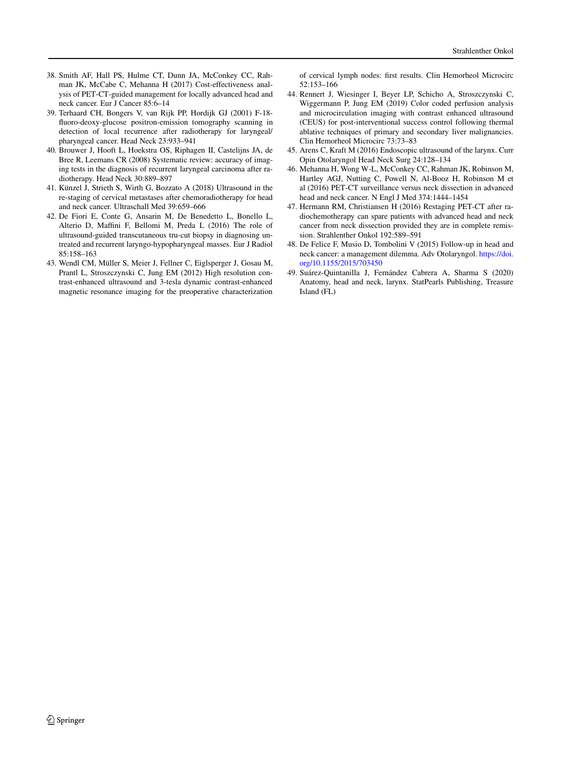38. Smith AF, Hall PS, Hulme CT, Dunn JA, McConkey CC, Rahman JK, McCabe C, Mehanna H (2017) Cost-effectiveness analysis of PET-CT-guided management for locally advanced head and neck cancer. Eur J Cancer 85:6–14
39. Terhaard CH, Bongers V, van Rijk PP, Hordijk GJ (2001) F-18-fluoro-deoxy-glucose positron-emission tomography scanning in detection of local recurrence after radiotherapy for laryngeal/pharyngeal cancer. Head Neck 23:933–941
40. Brouwer J, Hooft L, Hoekstra OS, Riphagen II, Castelijns JA, de Bree R, Leemans CR (2008) Systematic review: accuracy of imaging tests in the diagnosis of recurrent laryngeal carcinoma after radiotherapy. Head Neck 30:889–897
41. Künzel J, Strieth S, Wirth G, Bozzato A (2018) Ultrasound in the re-staging of cervical metastases after chemoradiotherapy for head and neck cancer. Ultraschall Med 39:659–666
42. De Fiori E, Conte G, Ansarin M, De Benedetto L, Bonello L, Alterio D, Maffini F, Bellomi M, Preda L (2016) The role of ultrasound-guided transcutaneous tru-cut biopsy in diagnosing untreated and recurrent laryngo-hypopharyngeal masses. Eur J Radiol 85:158–163
43. Wendl CM, Müller S, Meier J, Fellner C, Eiglsperger J, Gosau M, Prantl L, Stroszczynski C, Jung EM (2012) High resolution contrast-enhanced ultrasound and 3-tesla dynamic contrast-enhanced magnetic resonance imaging for the preoperative characterization of cervical lymph nodes: first results. Clin Hemorheol Microcirc 52:153–166
44. Rennert J, Wiesinger I, Beyer LP, Schicho A, Stroszczynski C, Wiggermann P, Jung EM (2019) Color coded perfusion analysis and microcirculation imaging with contrast enhanced ultrasound (CEUS) for post-interventional success control following thermal ablative techniques of primary and secondary liver malignancies. Clin Hemorheol Microcirc 73:73–83
45. Arens C, Kraft M (2016) Endoscopic ultrasound of the larynx. Curr Opin Otolaryngol Head Neck Surg 24:128–134
46. Mehanna H, Wong W-L, McConkey CC, Rahman JK, Robinson M, Hartley AGJ, Nutting C, Powell N, Al-Booz H, Robinson M et al (2016) PET-CT surveillance versus neck dissection in advanced head and neck cancer. N Engl J Med 374:1444–1454
47. Hermann RM, Christiansen H (2016) Restaging PET-CT after radiochemotherapy can spare patients with advanced head and neck cancer from neck dissection provided they are in complete remission. Strahlenther Onkol 192:589–591
48. De Felice F, Musio D, Tombolini V (2015) Follow-up in head and neck cancer: a management dilemma. Adv Otolaryngol. https://doi.org/10.1155/2015/703450
49. Suárez-Quintanilla J, Fernández Cabrera A, Sharma S (2020) Anatomy, head and neck, larynx. StatPearls Publishing, Treasure Island (FL)